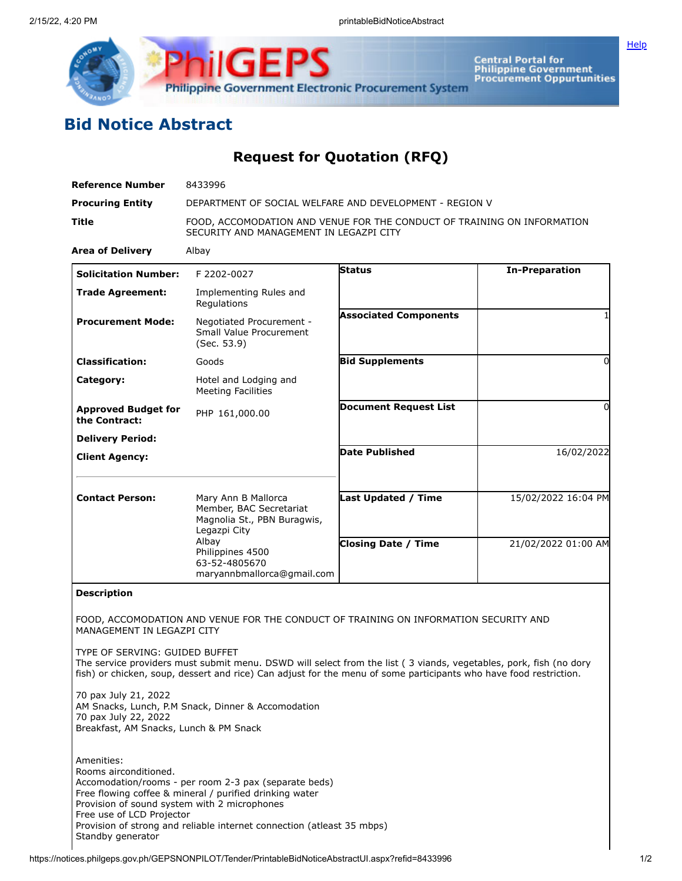# Bid Notice Abstract

## Request for Quotation (RFQ)

| | |
|---|---|
| **Reference Number** | 8433996 |
| **Procuring Entity** | DEPARTMENT OF SOCIAL WELFARE AND DEVELOPMENT - REGION V |
| **Title** | FOOD, ACCOMODATION AND VENUE FOR THE CONDUCT OF TRAINING ON INFORMATION SECURITY AND MANAGEMENT IN LEGAZPI CITY |
| **Area of Delivery** | Albay |

| | | | |
|---|---|---|---|
| **Solicitation Number:** | F 2202-0027 | **Status** | **In-Preparation** |
| **Trade Agreement:** | Implementing Rules and Regulations | | |
| **Procurement Mode:** | Negotiated Procurement - Small Value Procurement (Sec. 53.9) | **Associated Components** | 1 |
| **Classification:** | Goods | **Bid Supplements** | 0 |
| **Category:** | Hotel and Lodging and Meeting Facilities | | |
| **Approved Budget for the Contract:** | PHP 161,000.00 | **Document Request List** | 0 |
| **Delivery Period:** | | | |
| **Client Agency:** | | **Date Published** | 16/02/2022 |
| **Contact Person:** | Mary Ann B Mallorca<br>Member, BAC Secretariat<br>Magnolia St., PBN Buragwis, Legazpi City<br>Albay<br>Philippines 4500<br>63-52-4805670<br>maryannbmallorca@gmail.com | **Last Updated / Time** | 15/02/2022 16:04 PM |
| | | **Closing Date / Time** | 21/02/2022 01:00 AM |

**Description**

FOOD, ACCOMODATION AND VENUE FOR THE CONDUCT OF TRAINING ON INFORMATION SECURITY AND MANAGEMENT IN LEGAZPI CITY

TYPE OF SERVING: GUIDED BUFFET
The service providers must submit menu. DSWD will select from the list ( 3 viands, vegetables, pork, fish (no dory fish) or chicken, soup, dessert and rice) Can adjust for the menu of some participants who have food restriction.

70 pax July 21, 2022
AM Snacks, Lunch, P.M Snack, Dinner & Accomodation
70 pax July 22, 2022
Breakfast, AM Snacks, Lunch & PM Snack

Amenities:
Rooms airconditioned.
Accomodation/rooms - per room 2-3 pax (separate beds)
Free flowing coffee & mineral / purified drinking water
Provision of sound system with 2 microphones
Free use of LCD Projector
Provision of strong and reliable internet connection (atleast 35 mbps)
Standby generator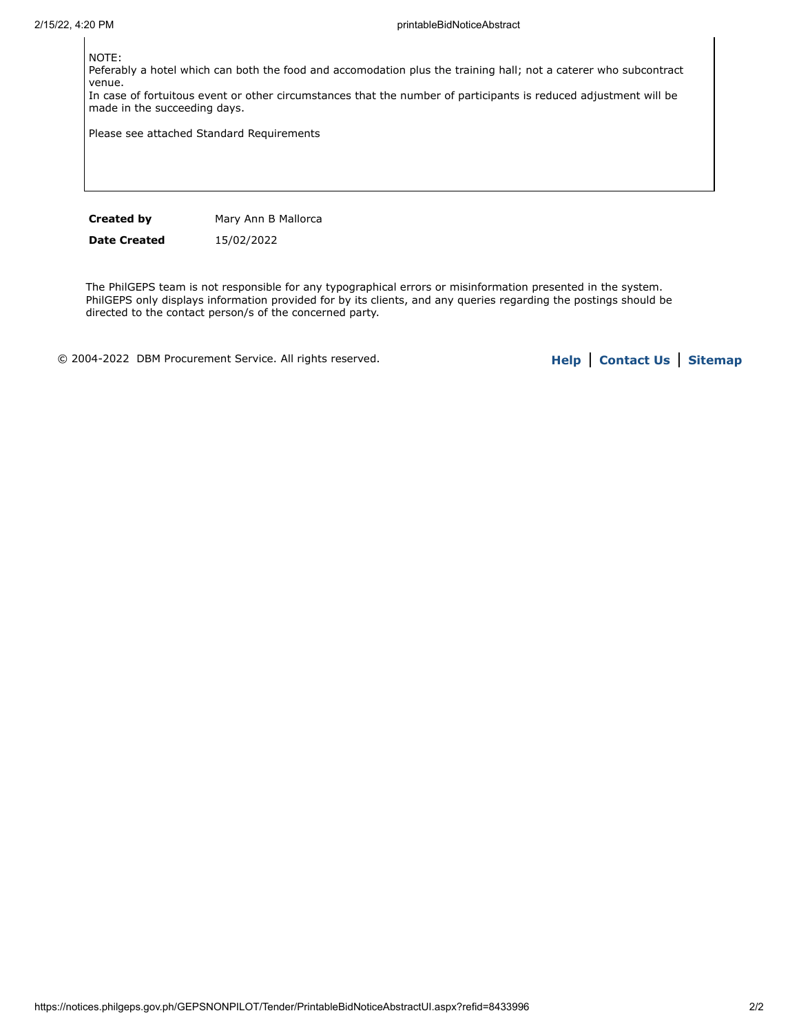NOTE:
Peferably a hotel which can both the food and accomodation plus the training hall; not a caterer who subcontract venue.
In case of fortuitous event or other circumstances that the number of participants is reduced adjustment will be made in the succeeding days.

Please see attached Standard Requirements

| | |
|---|---|
| **Created by** | Mary Ann B Mallorca |
| **Date Created** | 15/02/2022 |

The PhilGEPS team is not responsible for any typographical errors or misinformation presented in the system. PhilGEPS only displays information provided for by its clients, and any queries regarding the postings should be directed to the contact person/s of the concerned party.

© 2004-2022 DBM Procurement Service. All rights reserved.

**Help** | **Contact Us** | **Sitemap**